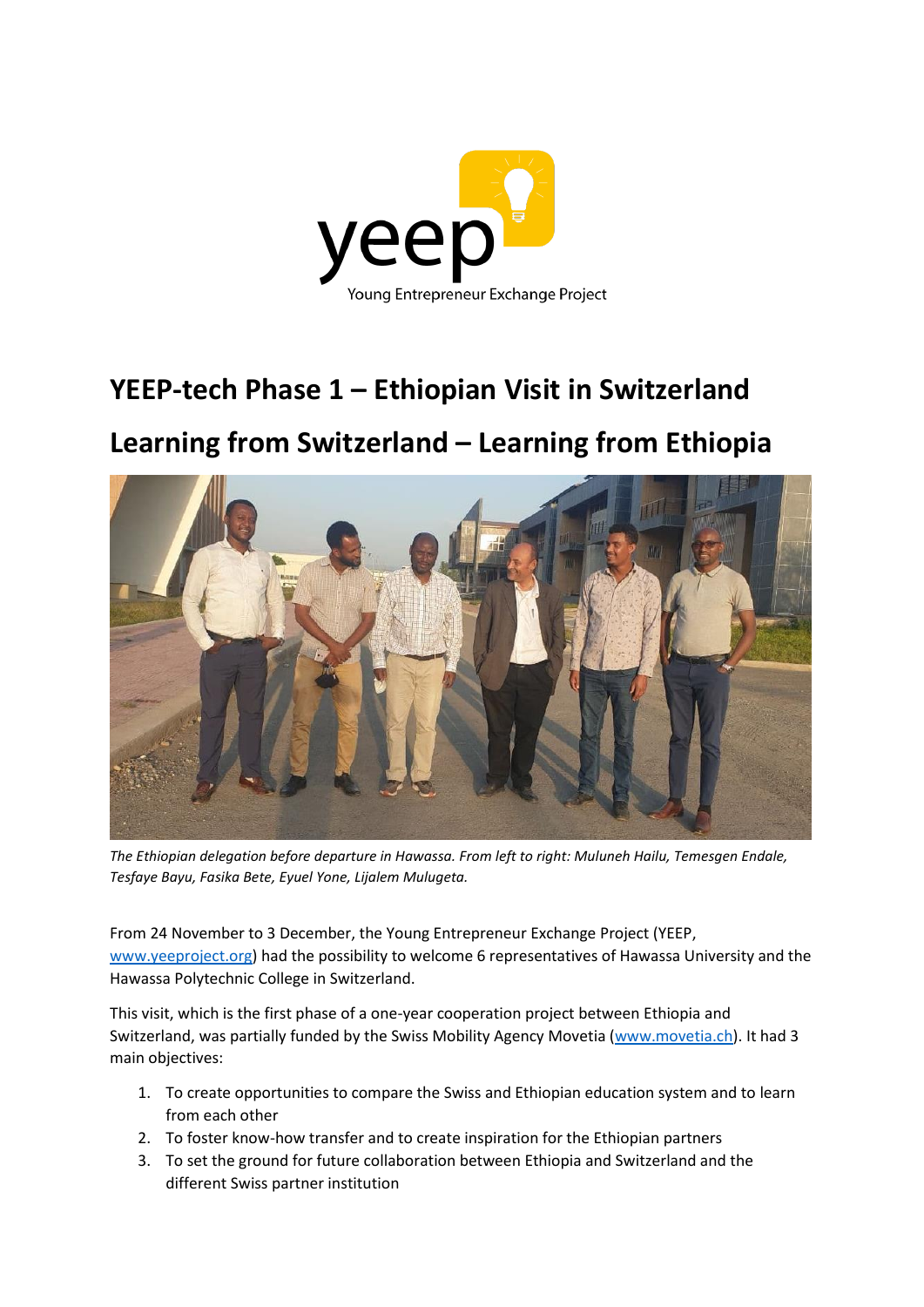yeep

Young Entrepreneur Exchange Project

# YEEP-tech Phase 1 – Ethiopian Visit in Switzerland

# Learning from Switzerland – Learning from Ethiopia

*The Ethiopian delegation before departure in Hawassa. From left to right: Muluneh Hailu, Temesgen Endale, Tesfaye Bayu, Fasika Bete, Eyuel Yone, Lijalem Mulugeta.*

From 24 November to 3 December, the Young Entrepreneur Exchange Project (YEEP, www.yeeproject.org) had the possibility to welcome 6 representatives of Hawassa University and the Hawassa Polytechnic College in Switzerland.

This visit, which is the first phase of a one-year cooperation project between Ethiopia and Switzerland, was partially funded by the Swiss Mobility Agency Movetia (www.movetia.ch). It had 3 main objectives:

1. To create opportunities to compare the Swiss and Ethiopian education system and to learn from each other
2. To foster know-how transfer and to create inspiration for the Ethiopian partners
3. To set the ground for future collaboration between Ethiopia and Switzerland and the different Swiss partner institution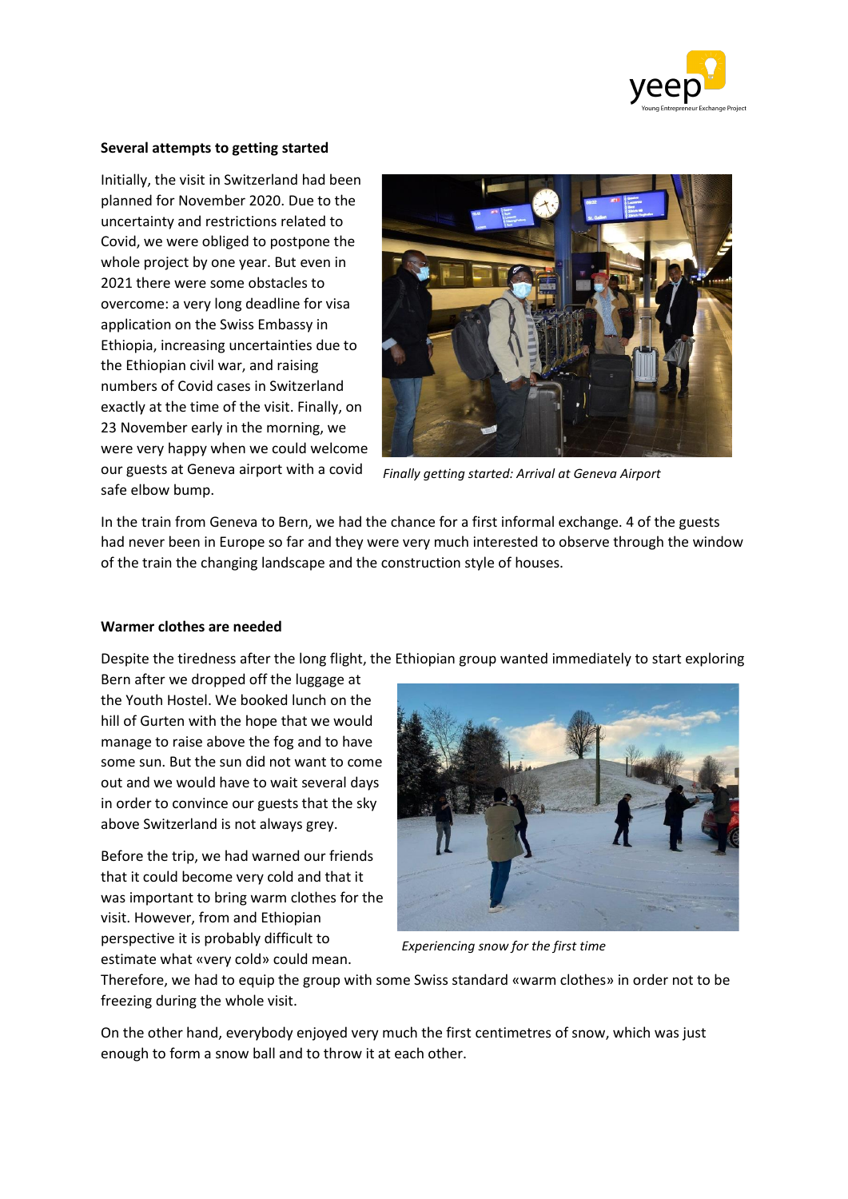**Several attempts to getting started**

Initially, the visit in Switzerland had been planned for November 2020. Due to the uncertainty and restrictions related to Covid, we were obliged to postpone the whole project by one year. But even in 2021 there were some obstacles to overcome: a very long deadline for visa application on the Swiss Embassy in Ethiopia, increasing uncertainties due to the Ethiopian civil war, and raising numbers of Covid cases in Switzerland exactly at the time of the visit. Finally, on 23 November early in the morning, we were very happy when we could welcome our guests at Geneva airport with a covid safe elbow bump.

*Finally getting started: Arrival at Geneva Airport*

In the train from Geneva to Bern, we had the chance for a first informal exchange. 4 of the guests had never been in Europe so far and they were very much interested to observe through the window of the train the changing landscape and the construction style of houses.

**Warmer clothes are needed**

Despite the tiredness after the long flight, the Ethiopian group wanted immediately to start exploring Bern after we dropped off the luggage at the Youth Hostel. We booked lunch on the hill of Gurten with the hope that we would manage to raise above the fog and to have some sun. But the sun did not want to come out and we would have to wait several days in order to convince our guests that the sky above Switzerland is not always grey.

Before the trip, we had warned our friends that it could become very cold and that it was important to bring warm clothes for the visit. However, from and Ethiopian perspective it is probably difficult to estimate what «very cold» could mean. Therefore, we had to equip the group with some Swiss standard «warm clothes» in order not to be freezing during the whole visit.

*Experiencing snow for the first time*

On the other hand, everybody enjoyed very much the first centimetres of snow, which was just enough to form a snow ball and to throw it at each other.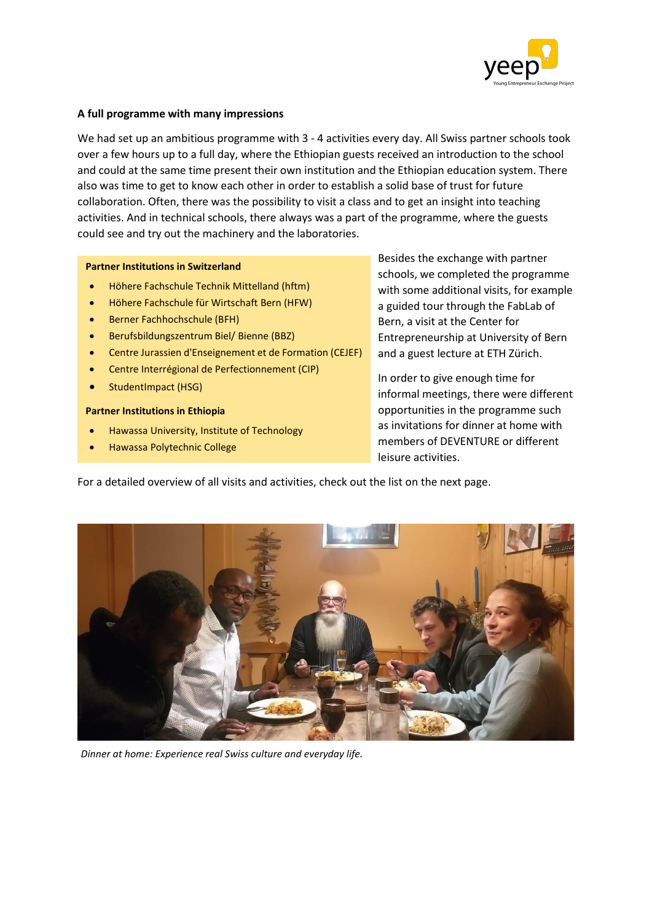**A full programme with many impressions**

We had set up an ambitious programme with 3 - 4 activities every day. All Swiss partner schools took over a few hours up to a full day, where the Ethiopian guests received an introduction to the school and could at the same time present their own institution and the Ethiopian education system. There also was time to get to know each other in order to establish a solid base of trust for future collaboration. Often, there was the possibility to visit a class and to get an insight into teaching activities. And in technical schools, there always was a part of the programme, where the guests could see and try out the machinery and the laboratories.

**Partner Institutions in Switzerland**

- Höhere Fachschule Technik Mittelland (hftm)
- Höhere Fachschule für Wirtschaft Bern (HFW)
- Berner Fachhochschule (BFH)
- Berufsbildungszentrum Biel/ Bienne (BBZ)
- Centre Jurassien d'Enseignement et de Formation (CEJEF)
- Centre Interrégional de Perfectionnement (CIP)
- StudentImpact (HSG)

**Partner Institutions in Ethiopia**

- Hawassa University, Institute of Technology
- Hawassa Polytechnic College

Besides the exchange with partner schools, we completed the programme with some additional visits, for example a guided tour through the FabLab of Bern, a visit at the Center for Entrepreneurship at University of Bern and a guest lecture at ETH Zürich.

In order to give enough time for informal meetings, there were different opportunities in the programme such as invitations for dinner at home with members of DEVENTURE or different leisure activities.

For a detailed overview of all visits and activities, check out the list on the next page.

*Dinner at home: Experience real Swiss culture and everyday life.*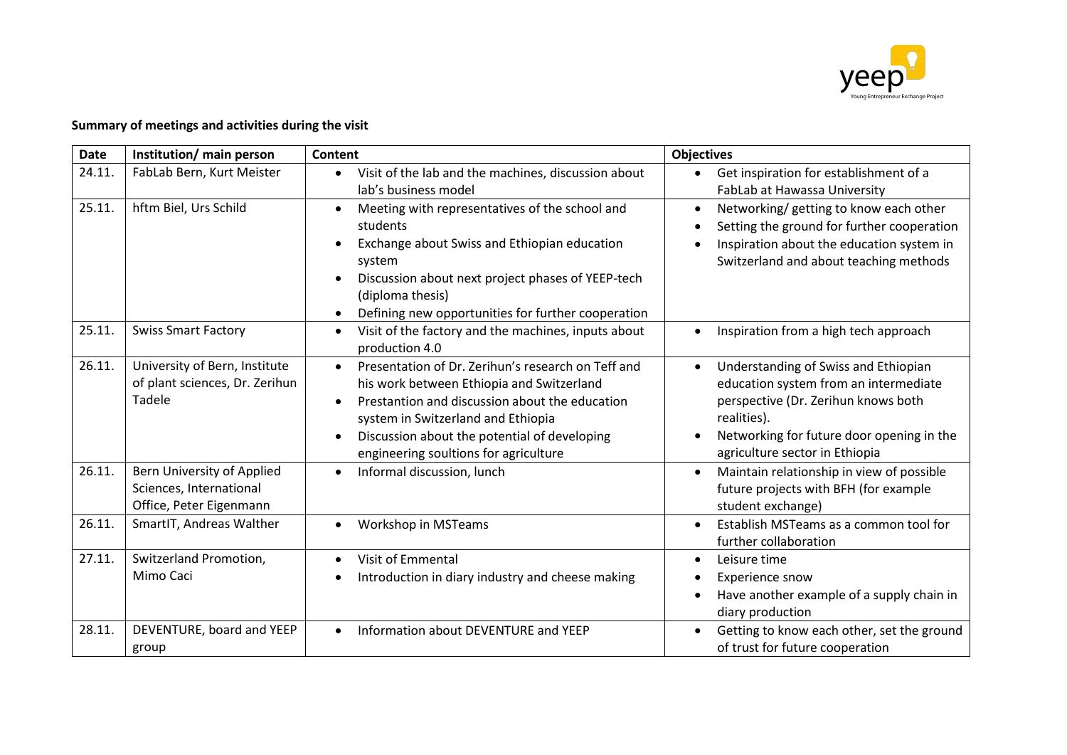**Summary of meetings and activities during the visit**

| Date | Institution/ main person | Content | Objectives |
|---|---|---|---|
| 24.11. | FabLab Bern, Kurt Meister | • Visit of the lab and the machines, discussion about lab's business model | • Get inspiration for establishment of a FabLab at Hawassa University |
| 25.11. | hftm Biel, Urs Schild | • Meeting with representatives of the school and students<br>• Exchange about Swiss and Ethiopian education system<br>• Discussion about next project phases of YEEP-tech (diploma thesis)<br>• Defining new opportunities for further cooperation | • Networking/ getting to know each other<br>• Setting the ground for further cooperation<br>• Inspiration about the education system in Switzerland and about teaching methods |
| 25.11. | Swiss Smart Factory | • Visit of the factory and the machines, inputs about production 4.0 | • Inspiration from a high tech approach |
| 26.11. | University of Bern, Institute of plant sciences, Dr. Zerihun Tadele | • Presentation of Dr. Zerihun's research on Teff and his work between Ethiopia and Switzerland<br>• Prestantion and discussion about the education system in Switzerland and Ethiopia<br>• Discussion about the potential of developing engineering soultions for agriculture | • Understanding of Swiss and Ethiopian education system from an intermediate perspective (Dr. Zerihun knows both realities).<br>• Networking for future door opening in the agriculture sector in Ethiopia |
| 26.11. | Bern University of Applied Sciences, International Office, Peter Eigenmann | • Informal discussion, lunch | • Maintain relationship in view of possible future projects with BFH (for example student exchange) |
| 26.11. | SmartIT, Andreas Walther | • Workshop in MSTeams | • Establish MSTeams as a common tool for further collaboration |
| 27.11. | Switzerland Promotion, Mimo Caci | • Visit of Emmental<br>• Introduction in diary industry and cheese making | • Leisure time<br>• Experience snow<br>• Have another example of a supply chain in diary production |
| 28.11. | DEVENTURE, board and YEEP group | • Information about DEVENTURE and YEEP | • Getting to know each other, set the ground of trust for future cooperation |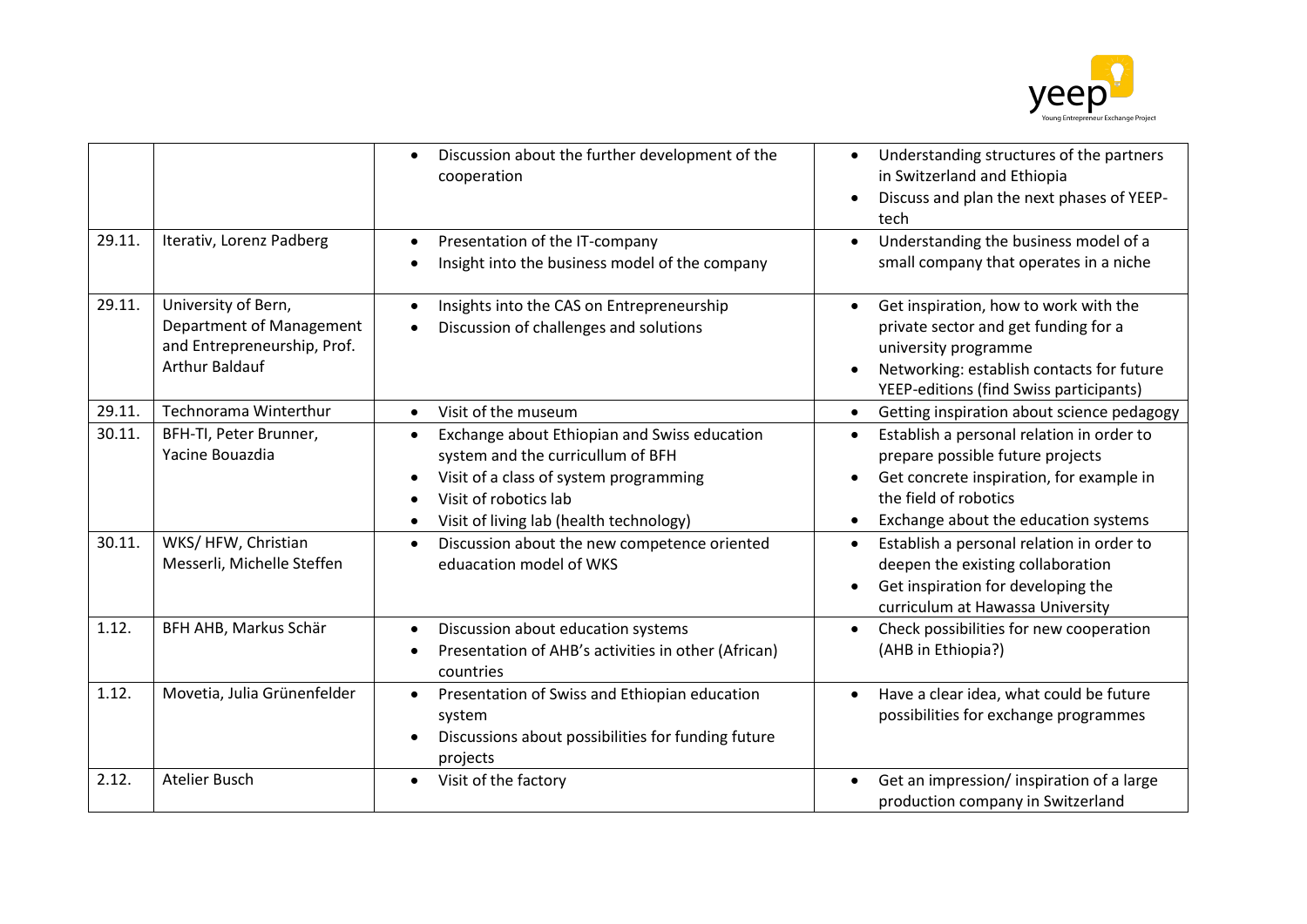| | | | |
|---|---|---|---|
| | | • Discussion about the further development of the cooperation | • Understanding structures of the partners in Switzerland and Ethiopia<br>• Discuss and plan the next phases of YEEP-tech |
| 29.11. | Iterativ, Lorenz Padberg | • Presentation of the IT-company<br>• Insight into the business model of the company | • Understanding the business model of a small company that operates in a niche |
| 29.11. | University of Bern, Department of Management and Entrepreneurship, Prof. Arthur Baldauf | • Insights into the CAS on Entrepreneurship<br>• Discussion of challenges and solutions | • Get inspiration, how to work with the private sector and get funding for a university programme<br>• Networking: establish contacts for future YEEP-editions (find Swiss participants) |
| 29.11. | Technorama Winterthur | • Visit of the museum | • Getting inspiration about science pedagogy |
| 30.11. | BFH-TI, Peter Brunner, Yacine Bouazdia | • Exchange about Ethiopian and Swiss education system and the curricullum of BFH<br>• Visit of a class of system programming<br>• Visit of robotics lab<br>• Visit of living lab (health technology) | • Establish a personal relation in order to prepare possible future projects<br>• Get concrete inspiration, for example in the field of robotics<br>• Exchange about the education systems |
| 30.11. | WKS/ HFW, Christian Messerli, Michelle Steffen | • Discussion about the new competence oriented eduacation model of WKS | • Establish a personal relation in order to deepen the existing collaboration<br>• Get inspiration for developing the curriculum at Hawassa University |
| 1.12. | BFH AHB, Markus Schär | • Discussion about education systems<br>• Presentation of AHB's activities in other (African) countries | • Check possibilities for new cooperation (AHB in Ethiopia?) |
| 1.12. | Movetia, Julia Grünenfelder | • Presentation of Swiss and Ethiopian education system<br>• Discussions about possibilities for funding future projects | • Have a clear idea, what could be future possibilities for exchange programmes |
| 2.12. | Atelier Busch | • Visit of the factory | • Get an impression/ inspiration of a large production company in Switzerland |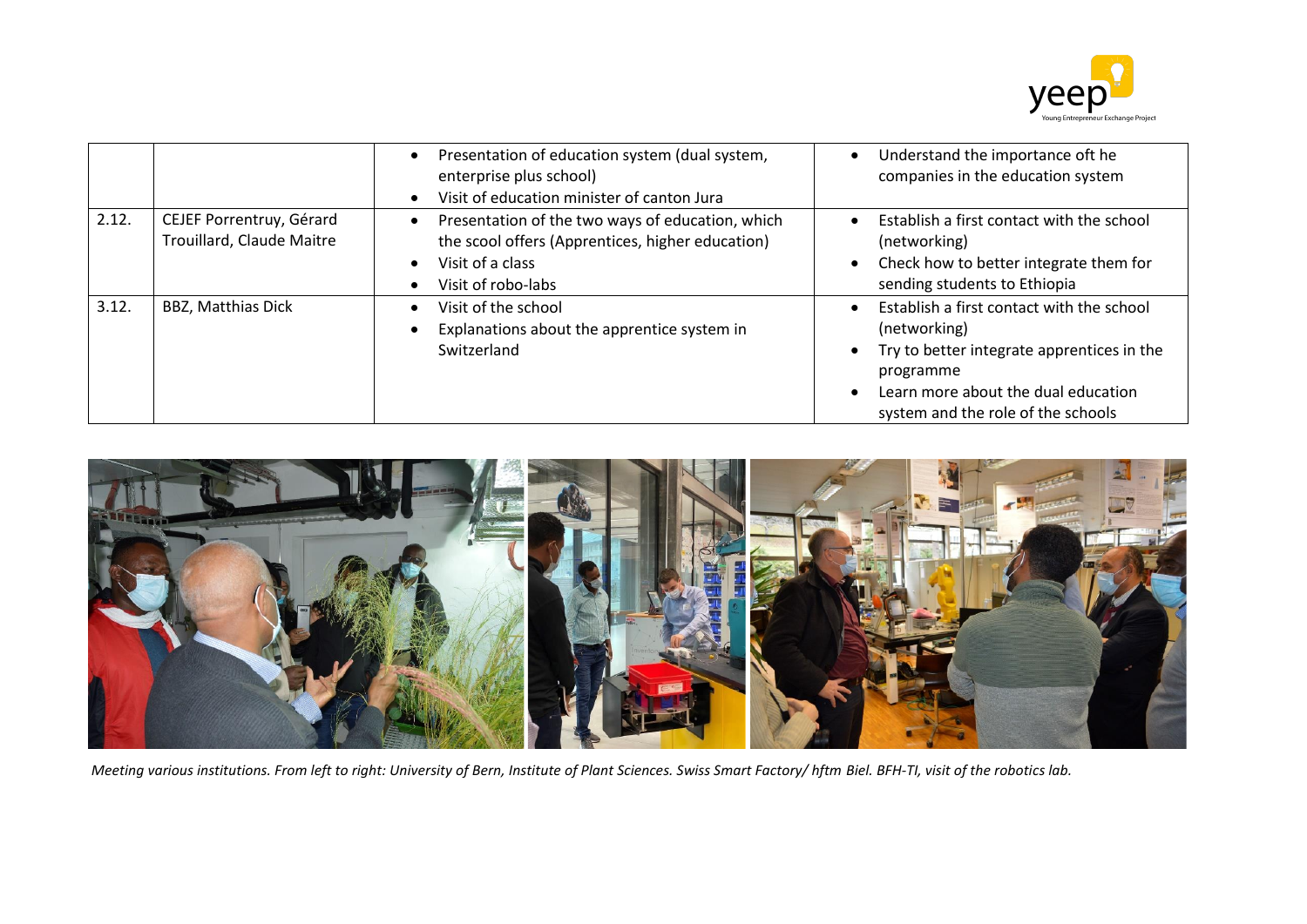| | | • Presentation of education system (dual system, enterprise plus school)<br>• Visit of education minister of canton Jura | • Understand the importance oft he companies in the education system |
|---|---|---|---|
| 2.12. | CEJEF Porrentruy, Gérard Trouillard, Claude Maitre | • Presentation of the two ways of education, which the scool offers (Apprentices, higher education)<br>• Visit of a class<br>• Visit of robo-labs | • Establish a first contact with the school (networking)<br>• Check how to better integrate them for sending students to Ethiopia |
| 3.12. | BBZ, Matthias Dick | • Visit of the school<br>• Explanations about the apprentice system in Switzerland | • Establish a first contact with the school (networking)<br>• Try to better integrate apprentices in the programme<br>• Learn more about the dual education system and the role of the schools |

*Meeting various institutions. From left to right: University of Bern, Institute of Plant Sciences. Swiss Smart Factory/ hftm Biel. BFH-TI, visit of the robotics lab.*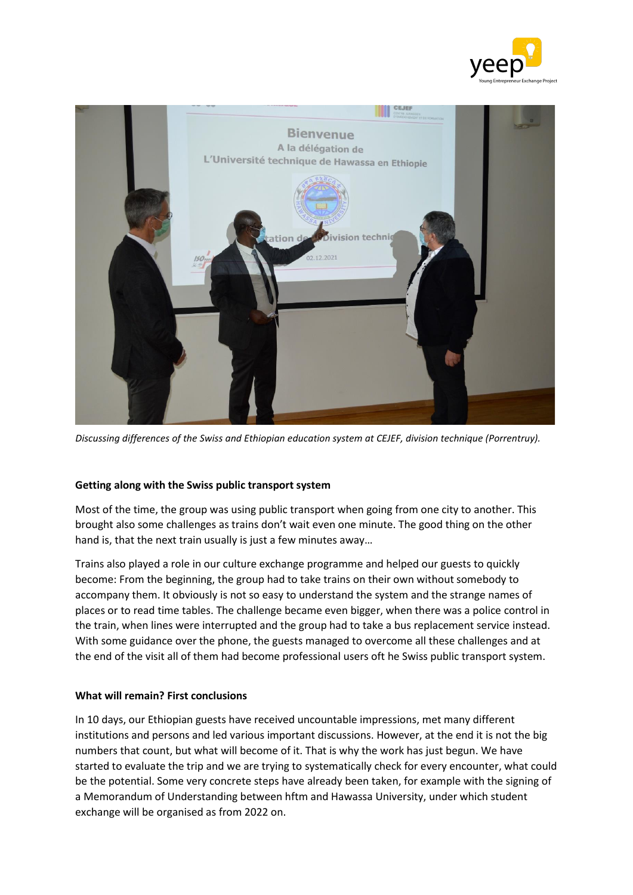*Discussing differences of the Swiss and Ethiopian education system at CEJEF, division technique (Porrentruy).*

**Getting along with the Swiss public transport system**

Most of the time, the group was using public transport when going from one city to another. This brought also some challenges as trains don't wait even one minute. The good thing on the other hand is, that the next train usually is just a few minutes away…

Trains also played a role in our culture exchange programme and helped our guests to quickly become: From the beginning, the group had to take trains on their own without somebody to accompany them. It obviously is not so easy to understand the system and the strange names of places or to read time tables. The challenge became even bigger, when there was a police control in the train, when lines were interrupted and the group had to take a bus replacement service instead. With some guidance over the phone, the guests managed to overcome all these challenges and at the end of the visit all of them had become professional users oft he Swiss public transport system.

**What will remain? First conclusions**

In 10 days, our Ethiopian guests have received uncountable impressions, met many different institutions and persons and led various important discussions. However, at the end it is not the big numbers that count, but what will become of it. That is why the work has just begun. We have started to evaluate the trip and we are trying to systematically check for every encounter, what could be the potential. Some very concrete steps have already been taken, for example with the signing of a Memorandum of Understanding between hftm and Hawassa University, under which student exchange will be organised as from 2022 on.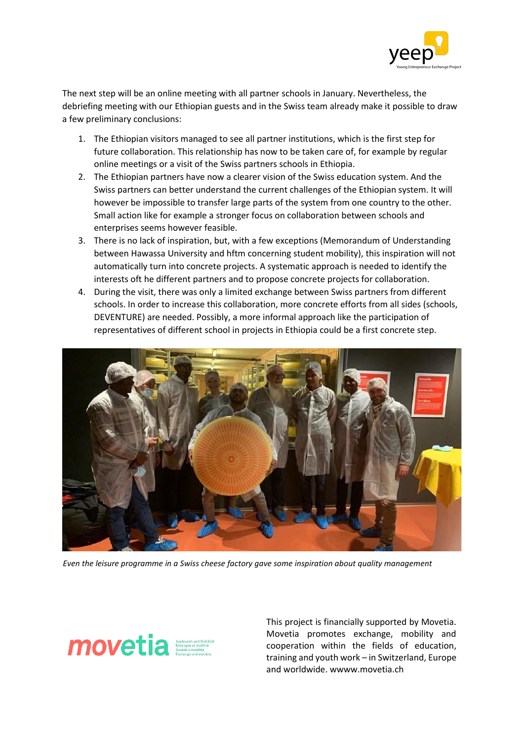The next step will be an online meeting with all partner schools in January. Nevertheless, the debriefing meeting with our Ethiopian guests and in the Swiss team already make it possible to draw a few preliminary conclusions:

1. The Ethiopian visitors managed to see all partner institutions, which is the first step for future collaboration. This relationship has now to be taken care of, for example by regular online meetings or a visit of the Swiss partners schools in Ethiopia.
2. The Ethiopian partners have now a clearer vision of the Swiss education system. And the Swiss partners can better understand the current challenges of the Ethiopian system. It will however be impossible to transfer large parts of the system from one country to the other. Small action like for example a stronger focus on collaboration between schools and enterprises seems however feasible.
3. There is no lack of inspiration, but, with a few exceptions (Memorandum of Understanding between Hawassa University and hftm concerning student mobility), this inspiration will not automatically turn into concrete projects. A systematic approach is needed to identify the interests oft he different partners and to propose concrete projects for collaboration.
4. During the visit, there was only a limited exchange between Swiss partners from different schools. In order to increase this collaboration, more concrete efforts from all sides (schools, DEVENTURE) are needed. Possibly, a more informal approach like the participation of representatives of different school in projects in Ethiopia could be a first concrete step.

*Even the leisure programme in a Swiss cheese factory gave some inspiration about quality management*

This project is financially supported by Movetia. Movetia promotes exchange, mobility and cooperation within the fields of education, training and youth work – in Switzerland, Europe and worldwide. wwww.movetia.ch